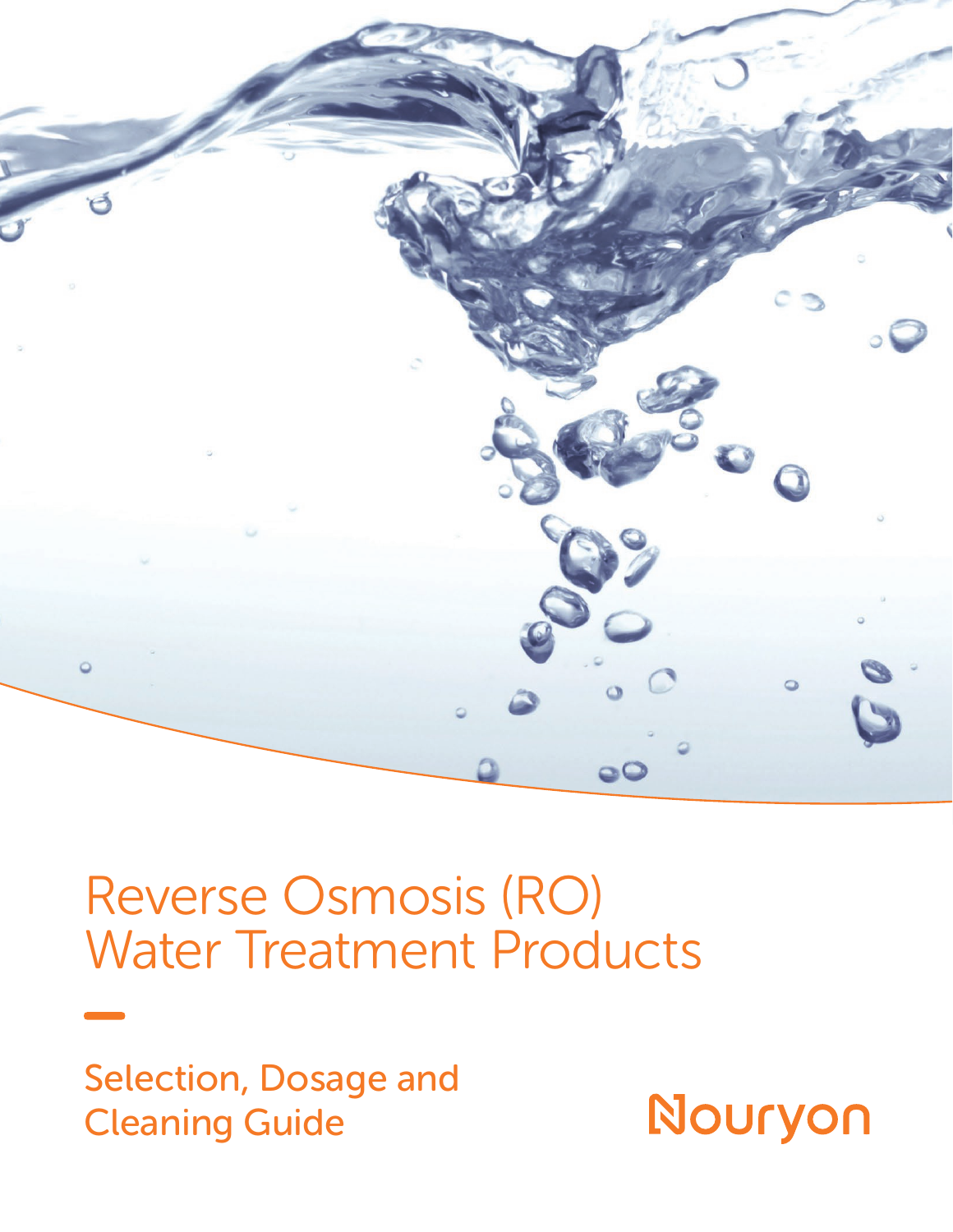# Reverse Osmosis (RO) Water Treatment Products

## Selection, Dosage and Cleaning Guide

Nouryon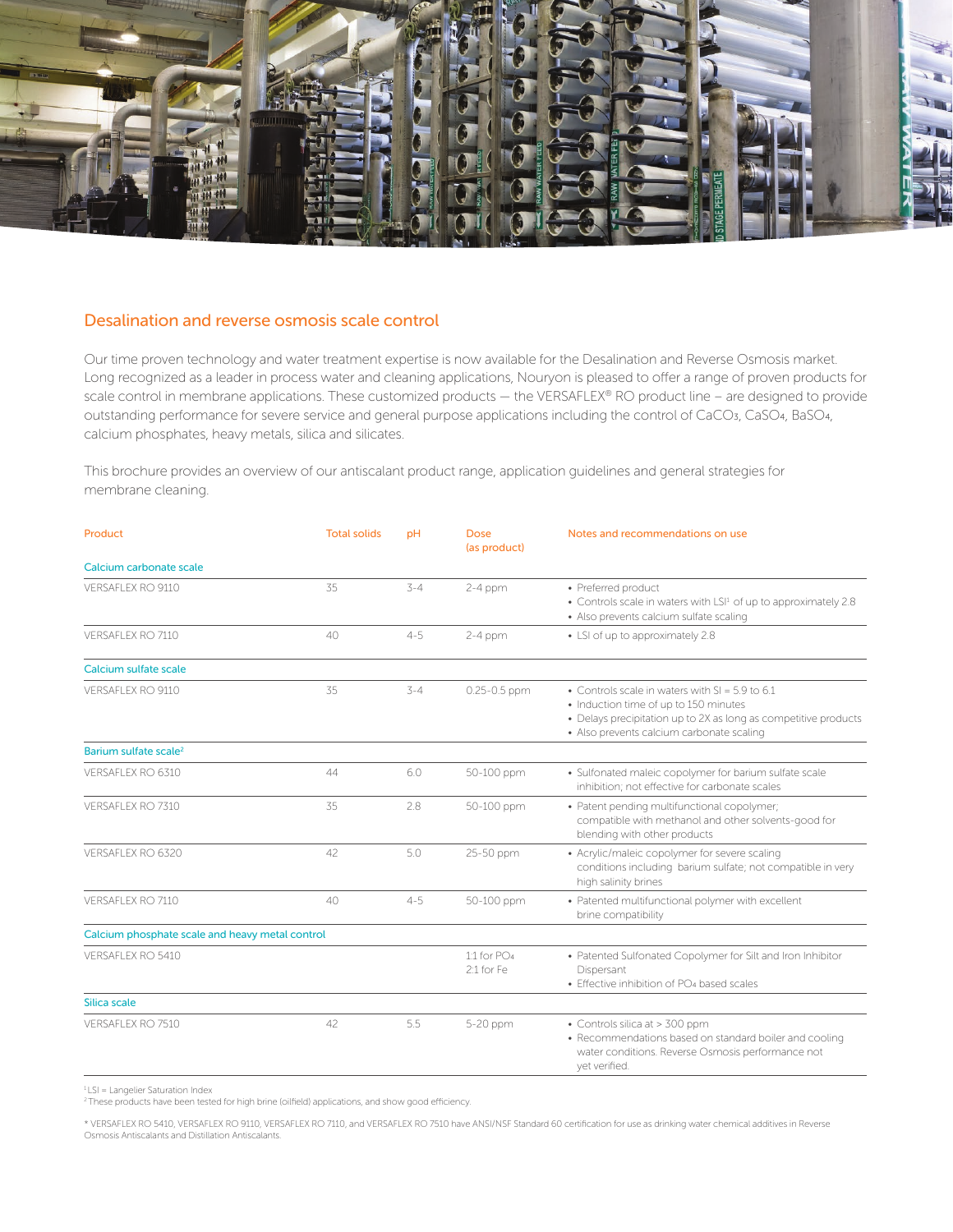## Desalination and reverse osmosis scale control

Our time proven technology and water treatment expertise is now available for the Desalination and Reverse Osmosis market. Long recognized as a leader in process water and cleaning applications, Nouryon is pleased to offer a range of proven products for scale control in membrane applications. These customized products — the VERSAFLEX® RO product line – are designed to provide outstanding performance for severe service and general purpose applications including the control of $CaCO_3$, $CaSO_4$, $BaSO_4$, calcium phosphates, heavy metals, silica and silicates.

This brochure provides an overview of our antiscalant product range, application guidelines and general strategies for membrane cleaning.

| Product | Total solids | pH | Dose (as product) | Notes and recommendations on use |
|---|---|---|---|---|
| **Calcium carbonate scale** | | | | |
| VERSAFLEX RO 9110 | 35 | 3-4 | 2-4 ppm | • Preferred product<br>• Controls scale in waters with LSI[1] of up to approximately 2.8<br>• Also prevents calcium sulfate scaling |
| VERSAFLEX RO 7110 | 40 | 4-5 | 2-4 ppm | • LSI of up to approximately 2.8 |
| **Calcium sulfate scale** | | | | |
| VERSAFLEX RO 9110 | 35 | 3-4 | 0.25-0.5 ppm | • Controls scale in waters with SI = 5.9 to 6.1<br>• Induction time of up to 150 minutes<br>• Delays precipitation up to 2X as long as competitive products<br>• Also prevents calcium carbonate scaling |
| **Barium sulfate scale[2]** | | | | |
| VERSAFLEX RO 6310 | 44 | 6.0 | 50-100 ppm | • Sulfonated maleic copolymer for barium sulfate scale inhibition; not effective for carbonate scales |
| VERSAFLEX RO 7310 | 35 | 2.8 | 50-100 ppm | • Patent pending multifunctional copolymer; compatible with methanol and other solvents-good for blending with other products |
| VERSAFLEX RO 6320 | 42 | 5.0 | 25-50 ppm | • Acrylic/maleic copolymer for severe scaling conditions including barium sulfate; not compatible in very high salinity brines |
| VERSAFLEX RO 7110 | 40 | 4-5 | 50-100 ppm | • Patented multifunctional polymer with excellent brine compatibility |
| **Calcium phosphate scale and heavy metal control** | | | | |
| VERSAFLEX RO 5410 | | | 1:1 for $PO_4$<br>2:1 for Fe | • Patented Sulfonated Copolymer for Silt and Iron Inhibitor Dispersant<br>• Effective inhibition of $PO_4$ based scales |
| **Silica scale** | | | | |
| VERSAFLEX RO 7510 | 42 | 5.5 | 5-20 ppm | • Controls silica at > 300 ppm<br>• Recommendations based on standard boiler and cooling water conditions. Reverse Osmosis performance not yet verified. |

[1] LSI = Langelier Saturation Index

[2] These products have been tested for high brine (oilfield) applications, and show good efficiency.

* VERSAFLEX RO 5410, VERSAFLEX RO 9110, VERSAFLEX RO 7110, and VERSAFLEX RO 7510 have ANSI/NSF Standard 60 certification for use as drinking water chemical additives in Reverse Osmosis Antiscalants and Distillation Antiscalants.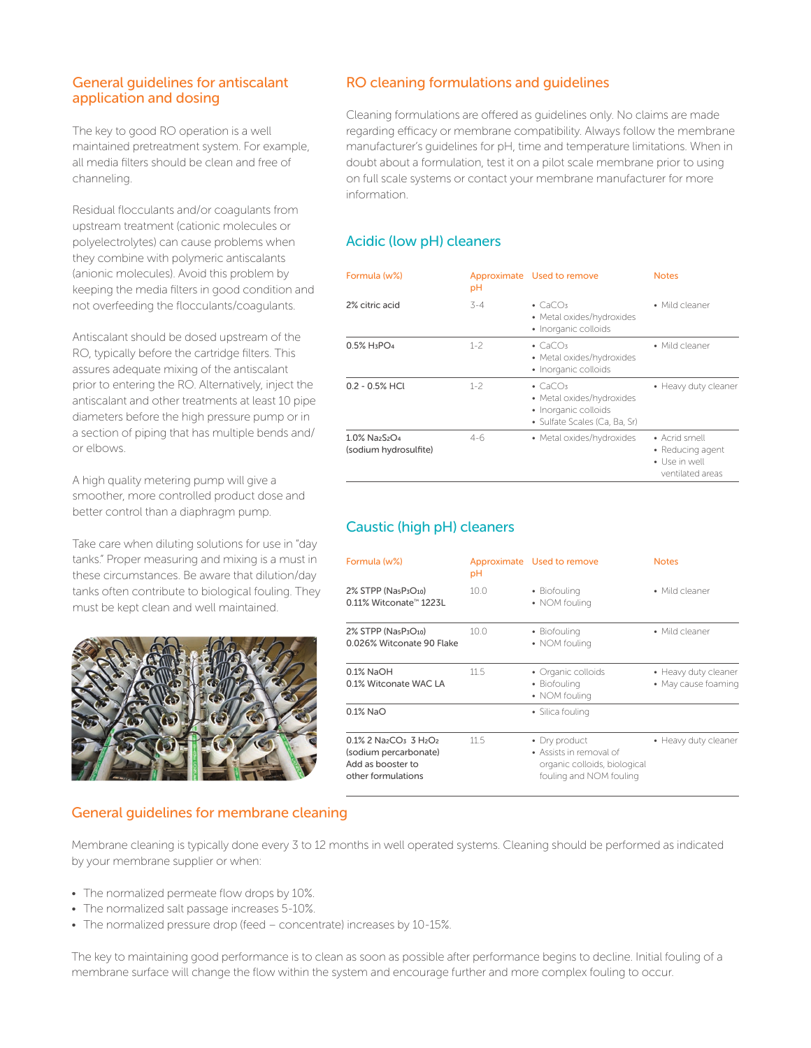## General guidelines for antiscalant application and dosing

The key to good RO operation is a well maintained pretreatment system. For example, all media filters should be clean and free of channeling.

Residual flocculants and/or coagulants from upstream treatment (cationic molecules or polyelectrolytes) can cause problems when they combine with polymeric antiscalants (anionic molecules). Avoid this problem by keeping the media filters in good condition and not overfeeding the flocculants/coagulants.

Antiscalant should be dosed upstream of the RO, typically before the cartridge filters. This assures adequate mixing of the antiscalant prior to entering the RO. Alternatively, inject the antiscalant and other treatments at least 10 pipe diameters before the high pressure pump or in a section of piping that has multiple bends and/or elbows.

A high quality metering pump will give a smoother, more controlled product dose and better control than a diaphragm pump.

Take care when diluting solutions for use in "day tanks." Proper measuring and mixing is a must in these circumstances. Be aware that dilution/day tanks often contribute to biological fouling. They must be kept clean and well maintained.

## RO cleaning formulations and guidelines

Cleaning formulations are offered as guidelines only. No claims are made regarding efficacy or membrane compatibility. Always follow the membrane manufacturer's guidelines for pH, time and temperature limitations. When in doubt about a formulation, test it on a pilot scale membrane prior to using on full scale systems or contact your membrane manufacturer for more information.

### Acidic (low pH) cleaners

| Formula (w%) | Approximate pH | Used to remove | Notes |
|---|---|---|---|
| 2% citric acid | 3-4 | • $CaCO_3$<br>• Metal oxides/hydroxides<br>• Inorganic colloids | • Mild cleaner |
| 0.5% $H_3PO_4$ | 1-2 | • $CaCO_3$<br>• Metal oxides/hydroxides<br>• Inorganic colloids | • Mild cleaner |
| 0.2 - 0.5% HCl | 1-2 | • $CaCO_3$<br>• Metal oxides/hydroxides<br>• Inorganic colloids<br>• Sulfate Scales (Ca, Ba, Sr) | • Heavy duty cleaner |
| 1.0% $Na_2S_2O_4$ (sodium hydrosulfite) | 4-6 | • Metal oxides/hydroxides | • Acrid smell<br>• Reducing agent<br>• Use in well ventilated areas |

### Caustic (high pH) cleaners

| Formula (w%) | Approximate pH | Used to remove | Notes |
|---|---|---|---|
| 2% STPP ($Na_5P_3O_{10}$)<br>0.11% Witconate™ 1223L | 10.0 | • Biofouling<br>• NOM fouling | • Mild cleaner |
| 2% STPP ($Na_5P_3O_{10}$)<br>0.026% Witconate 90 Flake | 10.0 | • Biofouling<br>• NOM fouling | • Mild cleaner |
| 0.1% NaOH<br>0.1% Witconate WAC LA | 11.5 | • Organic colloids<br>• Biofouling<br>• NOM fouling | • Heavy duty cleaner<br>• May cause foaming |
| 0.1% NaO | | • Silica fouling | |
| 0.1% 2 $Na_2CO_3$ 3 $H_2O_2$ (sodium percarbonate)<br>Add as booster to other formulations | 11.5 | • Dry product<br>• Assists in removal of organic colloids, biological fouling and NOM fouling | • Heavy duty cleaner |

## General guidelines for membrane cleaning

Membrane cleaning is typically done every 3 to 12 months in well operated systems. Cleaning should be performed as indicated by your membrane supplier or when:

- The normalized permeate flow drops by 10%.
- The normalized salt passage increases 5-10%.
- The normalized pressure drop (feed – concentrate) increases by 10-15%.

The key to maintaining good performance is to clean as soon as possible after performance begins to decline. Initial fouling of a membrane surface will change the flow within the system and encourage further and more complex fouling to occur.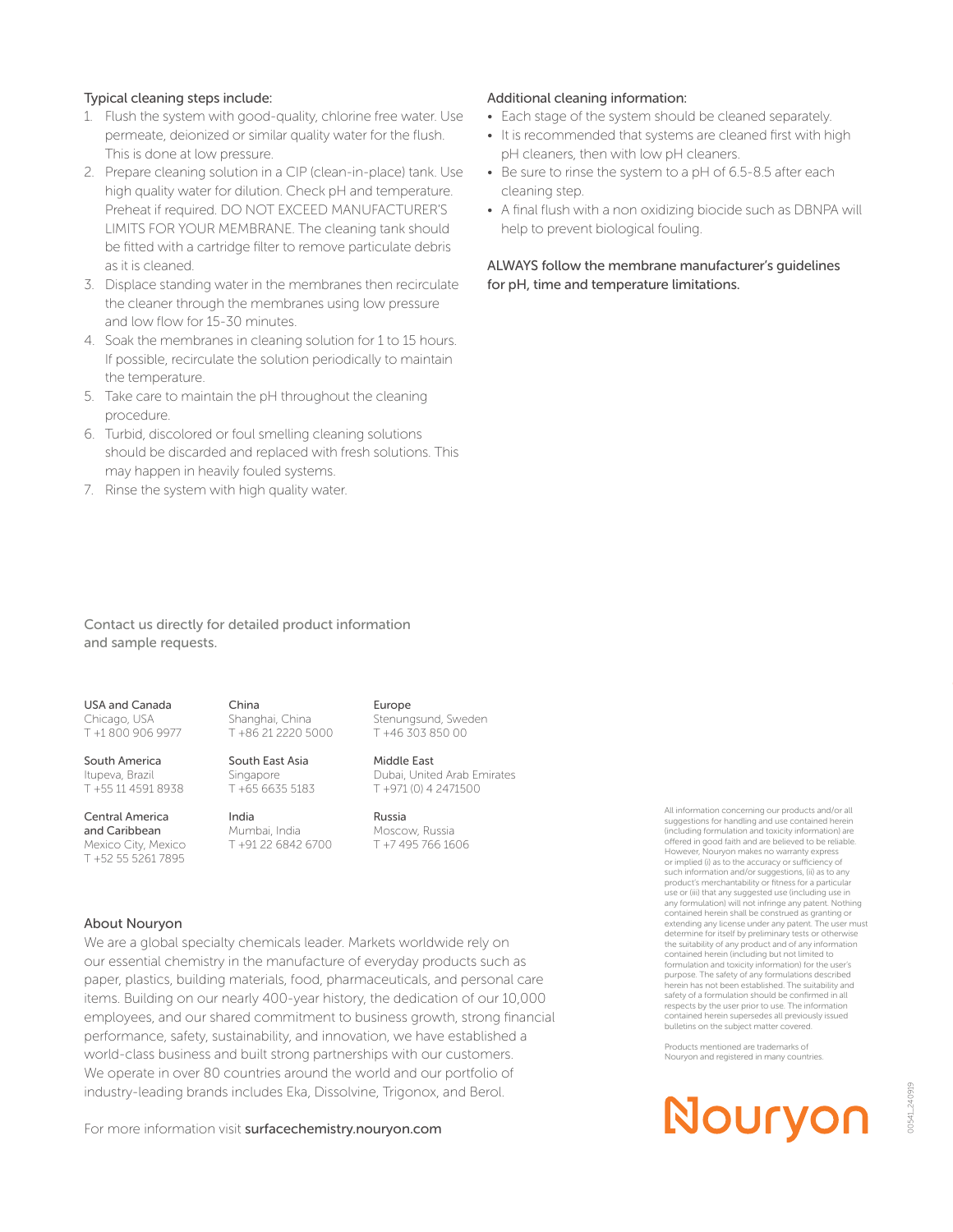### Typical cleaning steps include:

1. Flush the system with good-quality, chlorine free water. Use permeate, deionized or similar quality water for the flush. This is done at low pressure.
2. Prepare cleaning solution in a CIP (clean-in-place) tank. Use high quality water for dilution. Check pH and temperature. Preheat if required. DO NOT EXCEED MANUFACTURER'S LIMITS FOR YOUR MEMBRANE. The cleaning tank should be fitted with a cartridge filter to remove particulate debris as it is cleaned.
3. Displace standing water in the membranes then recirculate the cleaner through the membranes using low pressure and low flow for 15-30 minutes.
4. Soak the membranes in cleaning solution for 1 to 15 hours. If possible, recirculate the solution periodically to maintain the temperature.
5. Take care to maintain the pH throughout the cleaning procedure.
6. Turbid, discolored or foul smelling cleaning solutions should be discarded and replaced with fresh solutions. This may happen in heavily fouled systems.
7. Rinse the system with high quality water.

### Additional cleaning information:

- Each stage of the system should be cleaned separately.
- It is recommended that systems are cleaned first with high pH cleaners, then with low pH cleaners.
- Be sure to rinse the system to a pH of 6.5-8.5 after each cleaning step.
- A final flush with a non oxidizing biocide such as DBNPA will help to prevent biological fouling.

ALWAYS follow the membrane manufacturer's guidelines for pH, time and temperature limitations.

Contact us directly for detailed product information and sample requests.

**USA and Canada**
Chicago, USA
T +1 800 906 9977

**South America**
Itupeva, Brazil
T +55 11 4591 8938

**Central America and Caribbean**
Mexico City, Mexico
T +52 55 5261 7895

**China**
Shanghai, China
T +86 21 2220 5000

**South East Asia**
Singapore
T +65 6635 5183

**India**
Mumbai, India
T +91 22 6842 6700

**Europe**
Stenungsund, Sweden
T +46 303 850 00

**Middle East**
Dubai, United Arab Emirates
T +971 (0) 4 2471500

**Russia**
Moscow, Russia
T +7 495 766 1606

### About Nouryon

We are a global specialty chemicals leader. Markets worldwide rely on our essential chemistry in the manufacture of everyday products such as paper, plastics, building materials, food, pharmaceuticals, and personal care items. Building on our nearly 400-year history, the dedication of our 10,000 employees, and our shared commitment to business growth, strong financial performance, safety, sustainability, and innovation, we have established a world-class business and built strong partnerships with our customers. We operate in over 80 countries around the world and our portfolio of industry-leading brands includes Eka, Dissolvine, Trigonox, and Berol.

For more information visit **surfacechemistry.nouryon.com**

All information concerning our products and/or all suggestions for handling and use contained herein (including formulation and toxicity information) are offered in good faith and are believed to be reliable. However, Nouryon makes no warranty express or implied (i) as to the accuracy or sufficiency of such information and/or suggestions, (ii) as to any product's merchantability or fitness for a particular use or (iii) that any suggested use (including use in any formulation) will not infringe any patent. Nothing contained herein shall be construed as granting or extending any license under any patent. The user must determine for itself by preliminary tests or otherwise the suitability of any product and of any information contained herein (including but not limited to formulation and toxicity information) for the user's purpose. The safety of any formulations described herein has not been established. The suitability and safety of a formulation should be confirmed in all respects by the user prior to use. The information contained herein supersedes all previously issued bulletins on the subject matter covered.

Products mentioned are trademarks of Nouryon and registered in many countries.

Nouryon

00541_240919